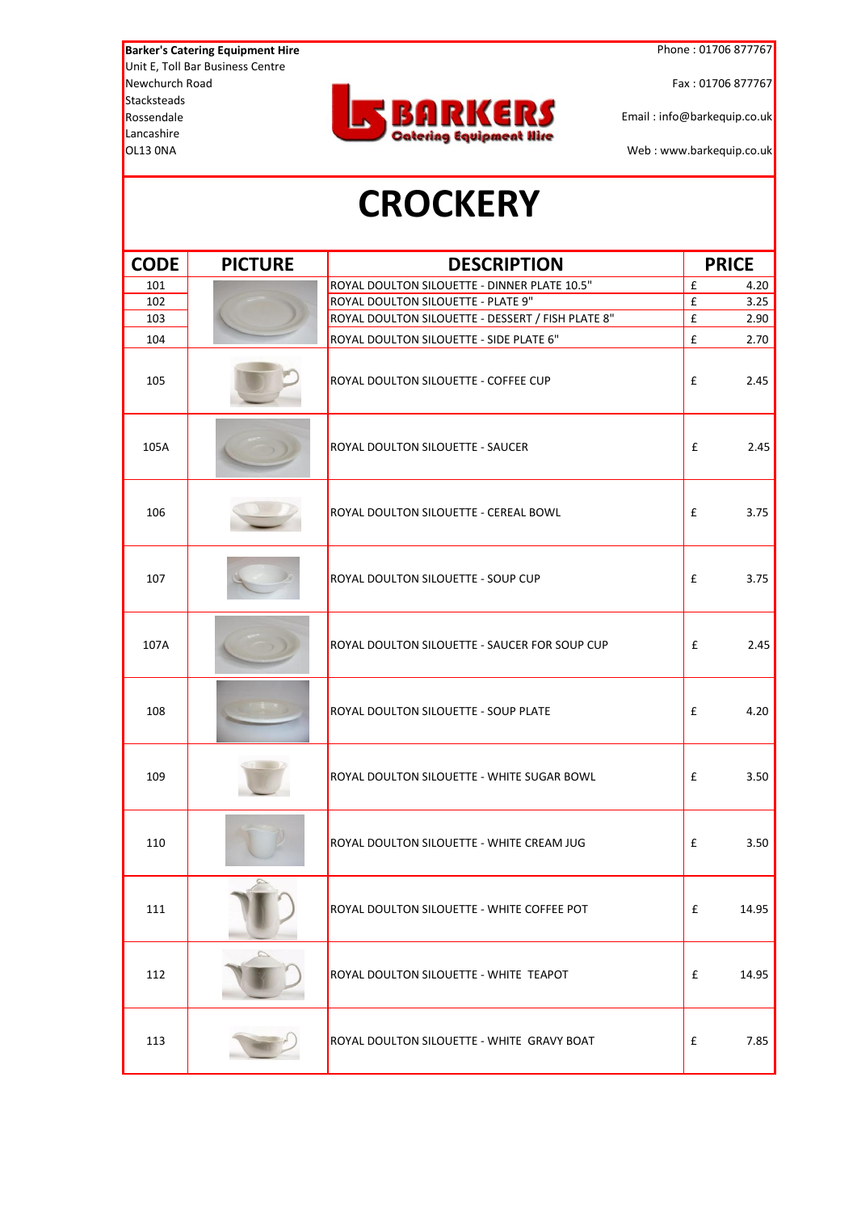**Barker's Catering Equipment Hire**
Unit E, Toll Bar Business Centre
Newchurch Road
Stacksteads
Rossendale
Lancashire
OL13 0NA

Phone : 01706 877767

Fax : 01706 877767

Email : info@barkequip.co.uk

Web : www.barkequip.co.uk

# CROCKERY

| CODE | PICTURE | DESCRIPTION | PRICE | |
|---|---|---|---|---|
| 101 | | ROYAL DOULTON SILOUETTE - DINNER PLATE 10.5" | £ | 4.20 |
| 102 | | ROYAL DOULTON SILOUETTE - PLATE 9" | £ | 3.25 |
| 103 | | ROYAL DOULTON SILOUETTE - DESSERT / FISH PLATE 8" | £ | 2.90 |
| 104 | | ROYAL DOULTON SILOUETTE - SIDE PLATE 6" | £ | 2.70 |
| 105 | | ROYAL DOULTON SILOUETTE - COFFEE CUP | £ | 2.45 |
| 105A | | ROYAL DOULTON SILOUETTE - SAUCER | £ | 2.45 |
| 106 | | ROYAL DOULTON SILOUETTE - CEREAL BOWL | £ | 3.75 |
| 107 | | ROYAL DOULTON SILOUETTE - SOUP CUP | £ | 3.75 |
| 107A | | ROYAL DOULTON SILOUETTE - SAUCER FOR SOUP CUP | £ | 2.45 |
| 108 | | ROYAL DOULTON SILOUETTE - SOUP PLATE | £ | 4.20 |
| 109 | | ROYAL DOULTON SILOUETTE - WHITE SUGAR BOWL | £ | 3.50 |
| 110 | | ROYAL DOULTON SILOUETTE - WHITE CREAM JUG | £ | 3.50 |
| 111 | | ROYAL DOULTON SILOUETTE - WHITE COFFEE POT | £ | 14.95 |
| 112 | | ROYAL DOULTON SILOUETTE - WHITE TEAPOT | £ | 14.95 |
| 113 | | ROYAL DOULTON SILOUETTE - WHITE GRAVY BOAT | £ | 7.85 |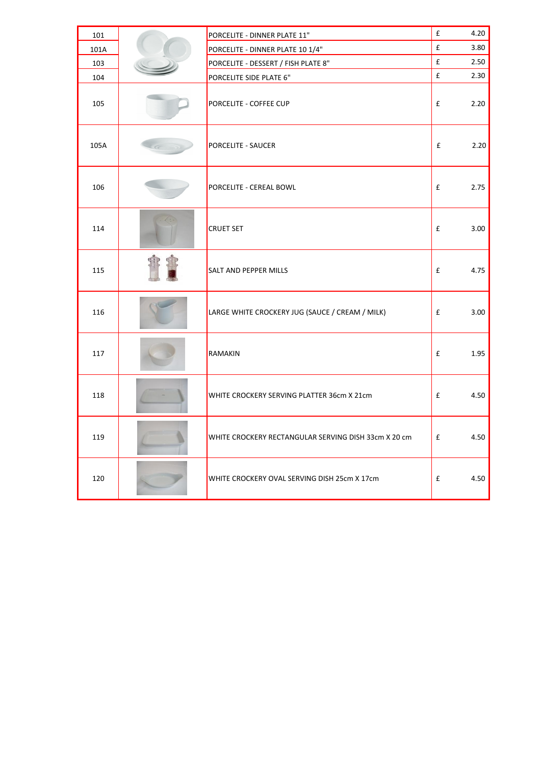| | | | | |
|---|---|---|---|---|
| 101 | | PORCELITE - DINNER PLATE 11" | £ | 4.20 |
| 101A | | PORCELITE - DINNER PLATE 10 1/4" | £ | 3.80 |
| 103 | | PORCELITE - DESSERT / FISH PLATE 8" | £ | 2.50 |
| 104 | | PORCELITE SIDE PLATE 6" | £ | 2.30 |
| 105 | | PORCELITE - COFFEE CUP | £ | 2.20 |
| 105A | | PORCELITE - SAUCER | £ | 2.20 |
| 106 | | PORCELITE - CEREAL BOWL | £ | 2.75 |
| 114 | | CRUET SET | £ | 3.00 |
| 115 | | SALT AND PEPPER MILLS | £ | 4.75 |
| 116 | | LARGE WHITE CROCKERY JUG (SAUCE / CREAM / MILK) | £ | 3.00 |
| 117 | | RAMAKIN | £ | 1.95 |
| 118 | | WHITE CROCKERY SERVING PLATTER 36cm X 21cm | £ | 4.50 |
| 119 | | WHITE CROCKERY RECTANGULAR SERVING DISH 33cm X 20 cm | £ | 4.50 |
| 120 | | WHITE CROCKERY OVAL SERVING DISH 25cm X 17cm | £ | 4.50 |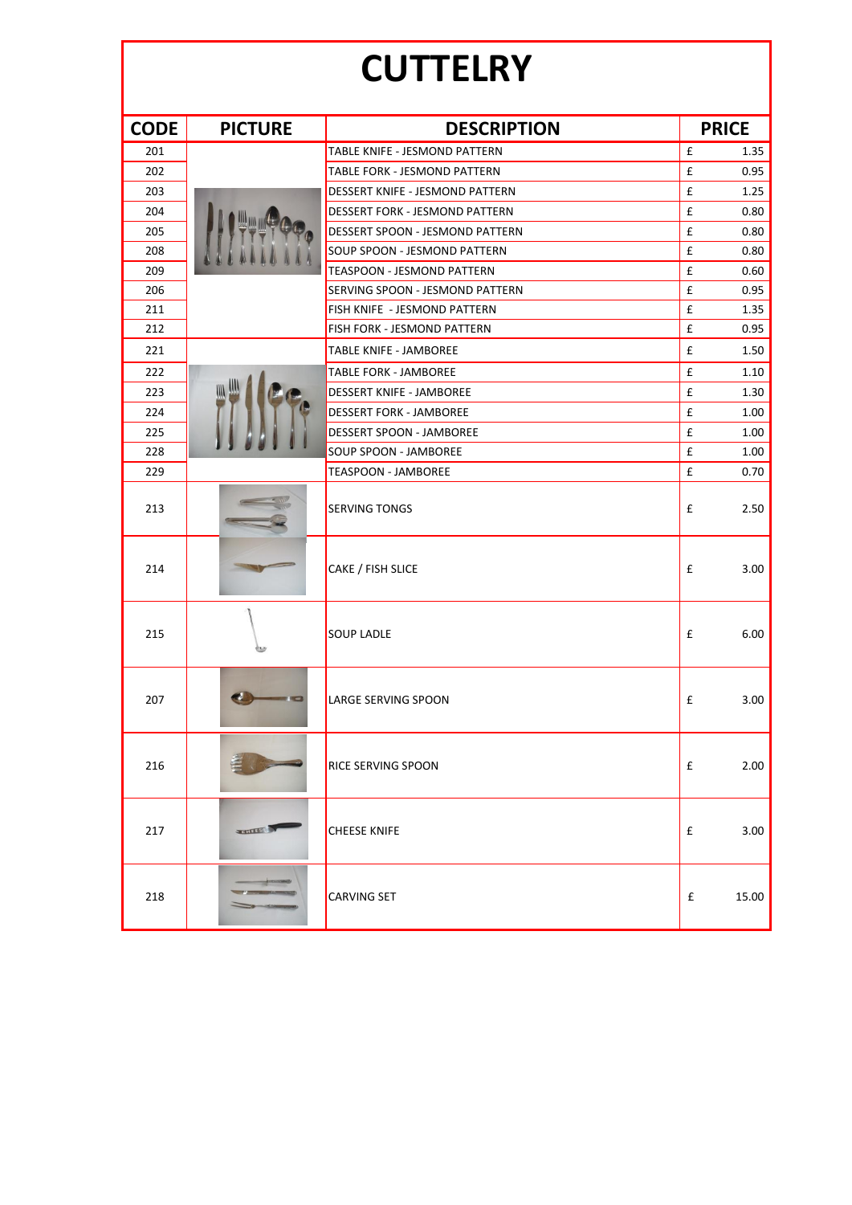# CUTTELRY

| CODE | PICTURE | DESCRIPTION | PRICE | |
|---|---|---|---|---|
| 201 | | TABLE KNIFE - JESMOND PATTERN | £ | 1.35 |
| 202 | | TABLE FORK - JESMOND PATTERN | £ | 0.95 |
| 203 | | DESSERT KNIFE - JESMOND PATTERN | £ | 1.25 |
| 204 | | DESSERT FORK - JESMOND PATTERN | £ | 0.80 |
| 205 | | DESSERT SPOON - JESMOND PATTERN | £ | 0.80 |
| 208 | | SOUP SPOON - JESMOND PATTERN | £ | 0.80 |
| 209 | | TEASPOON - JESMOND PATTERN | £ | 0.60 |
| 206 | | SERVING SPOON - JESMOND PATTERN | £ | 0.95 |
| 211 | | FISH KNIFE - JESMOND PATTERN | £ | 1.35 |
| 212 | | FISH FORK - JESMOND PATTERN | £ | 0.95 |
| 221 | | TABLE KNIFE - JAMBOREE | £ | 1.50 |
| 222 | | TABLE FORK - JAMBOREE | £ | 1.10 |
| 223 | | DESSERT KNIFE - JAMBOREE | £ | 1.30 |
| 224 | | DESSERT FORK - JAMBOREE | £ | 1.00 |
| 225 | | DESSERT SPOON - JAMBOREE | £ | 1.00 |
| 228 | | SOUP SPOON - JAMBOREE | £ | 1.00 |
| 229 | | TEASPOON - JAMBOREE | £ | 0.70 |
| 213 | | SERVING TONGS | £ | 2.50 |
| 214 | | CAKE / FISH SLICE | £ | 3.00 |
| 215 | | SOUP LADLE | £ | 6.00 |
| 207 | | LARGE SERVING SPOON | £ | 3.00 |
| 216 | | RICE SERVING SPOON | £ | 2.00 |
| 217 | | CHEESE KNIFE | £ | 3.00 |
| 218 | | CARVING SET | £ | 15.00 |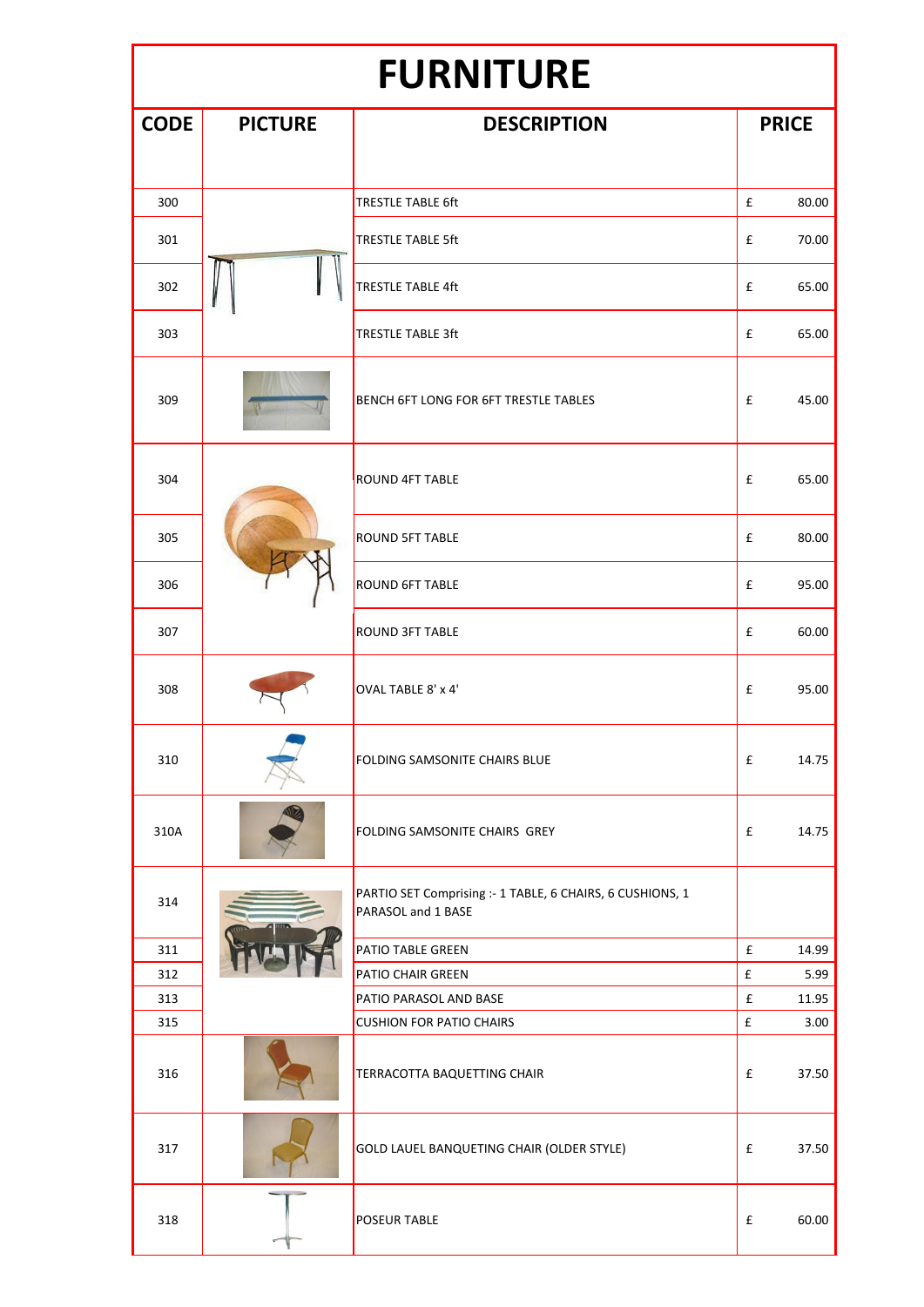# FURNITURE

| CODE | PICTURE | DESCRIPTION | PRICE | |
|---|---|---|---|---|
| 300 | | TRESTLE TABLE 6ft | £ | 80.00 |
| 301 | | TRESTLE TABLE 5ft | £ | 70.00 |
| 302 | | TRESTLE TABLE 4ft | £ | 65.00 |
| 303 | | TRESTLE TABLE 3ft | £ | 65.00 |
| 309 | | BENCH 6FT LONG FOR 6FT TRESTLE TABLES | £ | 45.00 |
| 304 | | ROUND 4FT TABLE | £ | 65.00 |
| 305 | | ROUND 5FT TABLE | £ | 80.00 |
| 306 | | ROUND 6FT TABLE | £ | 95.00 |
| 307 | | ROUND 3FT TABLE | £ | 60.00 |
| 308 | | OVAL TABLE 8' x 4' | £ | 95.00 |
| 310 | | FOLDING SAMSONITE CHAIRS BLUE | £ | 14.75 |
| 310A | | FOLDING SAMSONITE CHAIRS GREY | £ | 14.75 |
| 314 | | PARTIO SET Comprising :- 1 TABLE, 6 CHAIRS, 6 CUSHIONS, 1 PARASOL and 1 BASE | | |
| 311 | | PATIO TABLE GREEN | £ | 14.99 |
| 312 | | PATIO CHAIR GREEN | £ | 5.99 |
| 313 | | PATIO PARASOL AND BASE | £ | 11.95 |
| 315 | | CUSHION FOR PATIO CHAIRS | £ | 3.00 |
| 316 | | TERRACOTTA BAQUETTING CHAIR | £ | 37.50 |
| 317 | | GOLD LAUEL BANQUETING CHAIR (OLDER STYLE) | £ | 37.50 |
| 318 | | POSEUR TABLE | £ | 60.00 |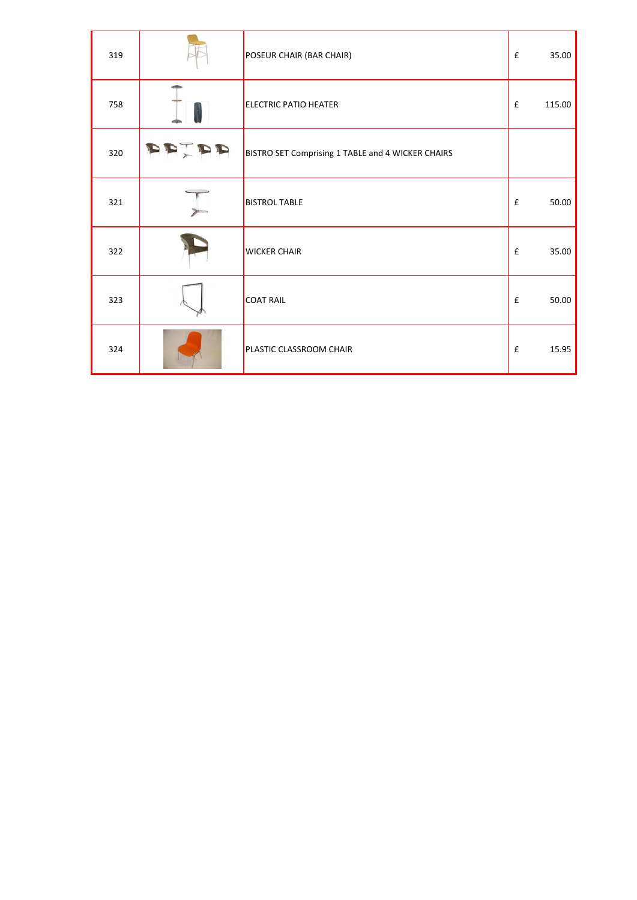| | | | | |
|---|---|---|---|---|
| 319 | | POSEUR CHAIR (BAR CHAIR) | £ | 35.00 |
| 758 | | ELECTRIC PATIO HEATER | £ | 115.00 |
| 320 | | BISTRO SET Comprising 1 TABLE and 4 WICKER CHAIRS | | |
| 321 | | BISTROL TABLE | £ | 50.00 |
| 322 | | WICKER CHAIR | £ | 35.00 |
| 323 | | COAT RAIL | £ | 50.00 |
| 324 | | PLASTIC CLASSROOM CHAIR | £ | 15.95 |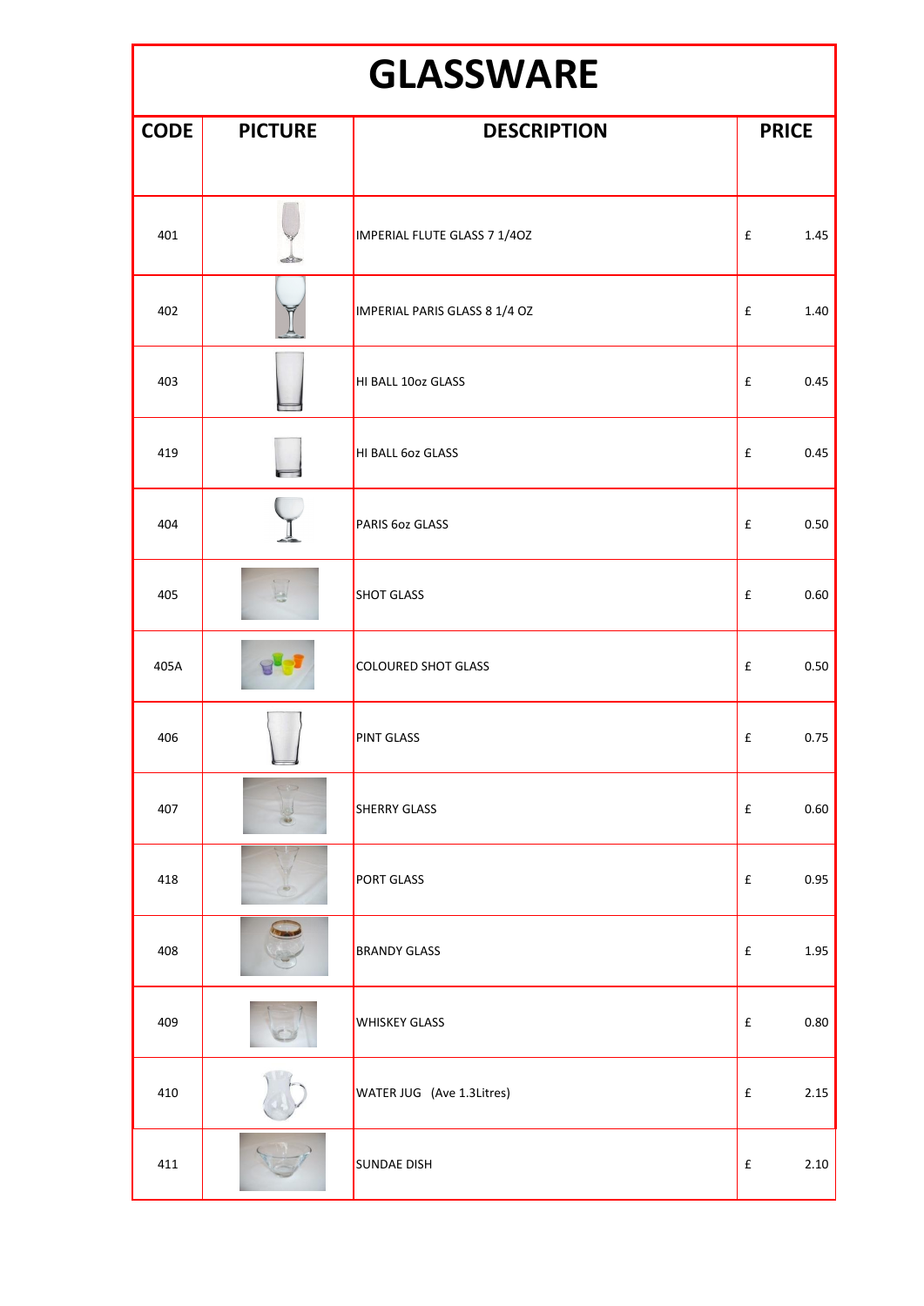# GLASSWARE

| CODE | PICTURE | DESCRIPTION | PRICE |
|---|---|---|---|
| 401 | | IMPERIAL FLUTE GLASS 7 1/4OZ | £ 1.45 |
| 402 | | IMPERIAL PARIS GLASS 8 1/4 OZ | £ 1.40 |
| 403 | | HI BALL 10oz GLASS | £ 0.45 |
| 419 | | HI BALL 6oz GLASS | £ 0.45 |
| 404 | | PARIS 6oz GLASS | £ 0.50 |
| 405 | | SHOT GLASS | £ 0.60 |
| 405A | | COLOURED SHOT GLASS | £ 0.50 |
| 406 | | PINT GLASS | £ 0.75 |
| 407 | | SHERRY GLASS | £ 0.60 |
| 418 | | PORT GLASS | £ 0.95 |
| 408 | | BRANDY GLASS | £ 1.95 |
| 409 | | WHISKEY GLASS | £ 0.80 |
| 410 | | WATER JUG (Ave 1.3Litres) | £ 2.15 |
| 411 | | SUNDAE DISH | £ 2.10 |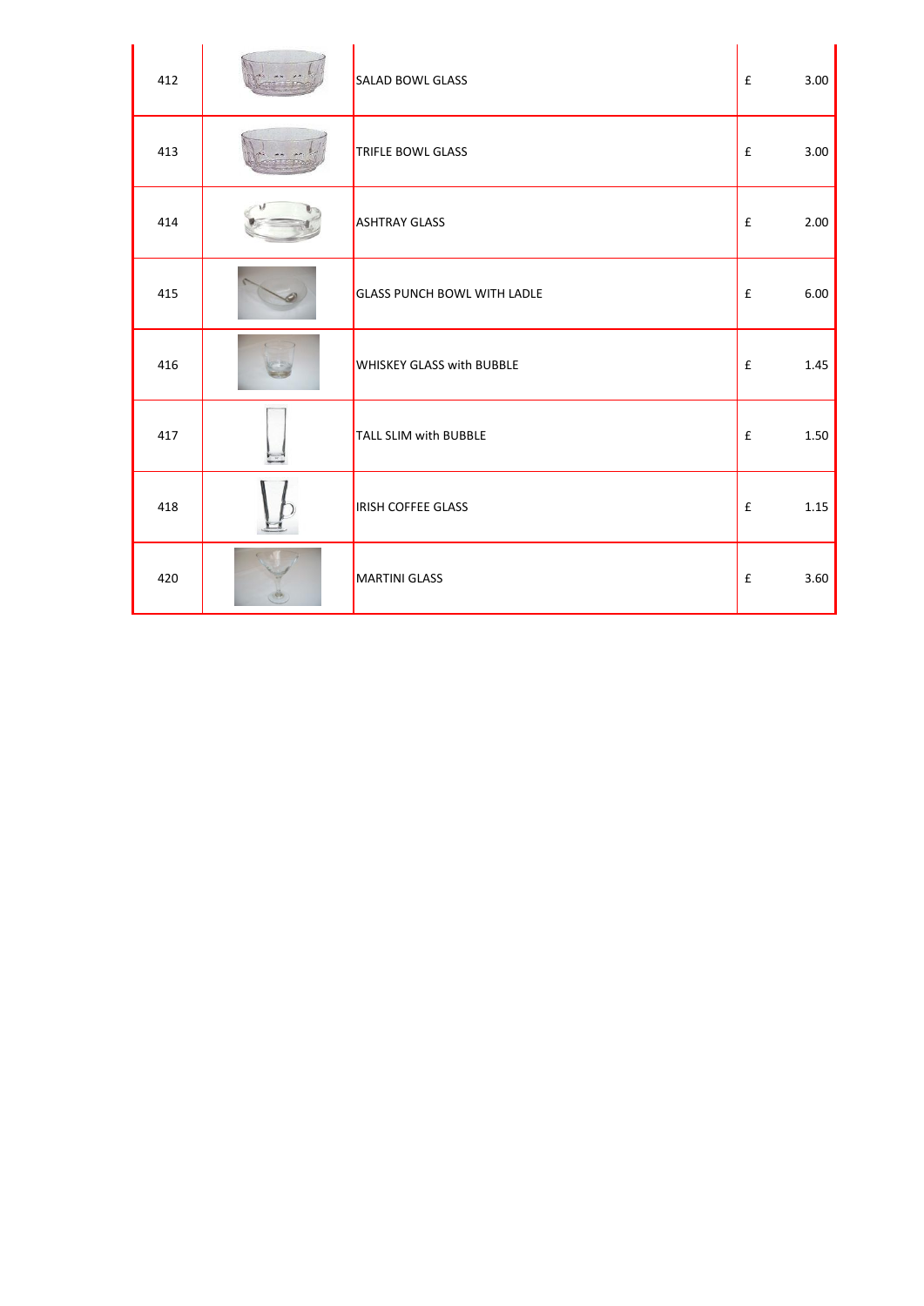| | | | | |
|---|---|---|---|---|
| 412 | | SALAD BOWL GLASS | £ | 3.00 |
| 413 | | TRIFLE BOWL GLASS | £ | 3.00 |
| 414 | | ASHTRAY GLASS | £ | 2.00 |
| 415 | | GLASS PUNCH BOWL WITH LADLE | £ | 6.00 |
| 416 | | WHISKEY GLASS with BUBBLE | £ | 1.45 |
| 417 | | TALL SLIM with BUBBLE | £ | 1.50 |
| 418 | | IRISH COFFEE GLASS | £ | 1.15 |
| 420 | | MARTINI GLASS | £ | 3.60 |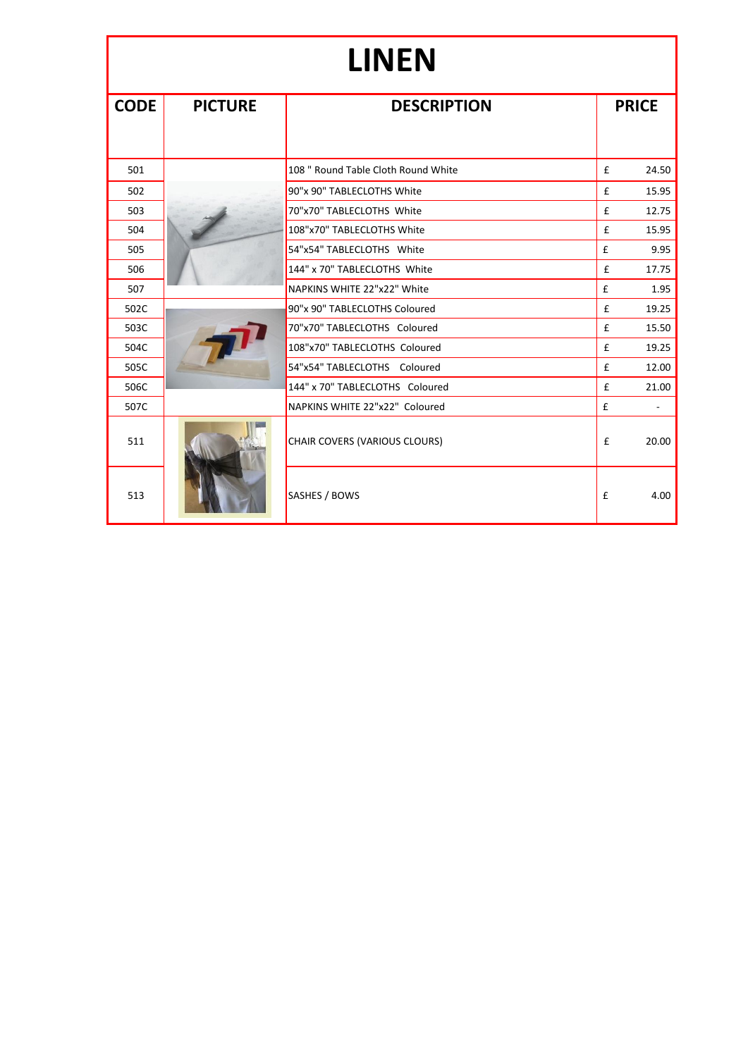# LINEN

| CODE | PICTURE | DESCRIPTION | PRICE | |
|---|---|---|---|---|
| 501 | | 108 " Round Table Cloth Round White | £ | 24.50 |
| 502 | | 90"x 90" TABLECLOTHS White | £ | 15.95 |
| 503 | | 70"x70" TABLECLOTHS White | £ | 12.75 |
| 504 | | 108"x70" TABLECLOTHS White | £ | 15.95 |
| 505 | | 54"x54" TABLECLOTHS White | £ | 9.95 |
| 506 | | 144" x 70" TABLECLOTHS White | £ | 17.75 |
| 507 | | NAPKINS WHITE 22"x22" White | £ | 1.95 |
| 502C | | 90"x 90" TABLECLOTHS Coloured | £ | 19.25 |
| 503C | | 70"x70" TABLECLOTHS Coloured | £ | 15.50 |
| 504C | | 108"x70" TABLECLOTHS Coloured | £ | 19.25 |
| 505C | | 54"x54" TABLECLOTHS Coloured | £ | 12.00 |
| 506C | | 144" x 70" TABLECLOTHS Coloured | £ | 21.00 |
| 507C | | NAPKINS WHITE 22"x22" Coloured | £ | - |
| 511 | | CHAIR COVERS (VARIOUS CLOURS) | £ | 20.00 |
| 513 | | SASHES / BOWS | £ | 4.00 |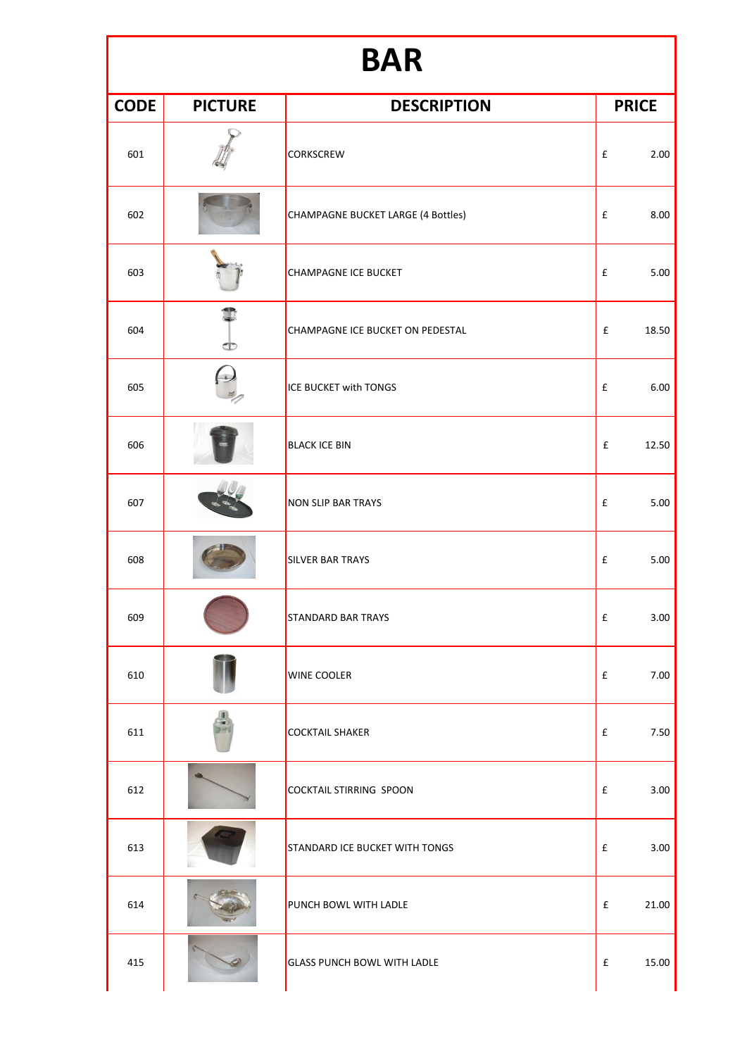# BAR

| CODE | PICTURE | DESCRIPTION | PRICE |
|---|---|---|---|
| 601 | | CORKSCREW | £ 2.00 |
| 602 | | CHAMPAGNE BUCKET LARGE (4 Bottles) | £ 8.00 |
| 603 | | CHAMPAGNE ICE BUCKET | £ 5.00 |
| 604 | | CHAMPAGNE ICE BUCKET ON PEDESTAL | £ 18.50 |
| 605 | | ICE BUCKET with TONGS | £ 6.00 |
| 606 | | BLACK ICE BIN | £ 12.50 |
| 607 | | NON SLIP BAR TRAYS | £ 5.00 |
| 608 | | SILVER BAR TRAYS | £ 5.00 |
| 609 | | STANDARD BAR TRAYS | £ 3.00 |
| 610 | | WINE COOLER | £ 7.00 |
| 611 | | COCKTAIL SHAKER | £ 7.50 |
| 612 | | COCKTAIL STIRRING SPOON | £ 3.00 |
| 613 | | STANDARD ICE BUCKET WITH TONGS | £ 3.00 |
| 614 | | PUNCH BOWL WITH LADLE | £ 21.00 |
| 415 | | GLASS PUNCH BOWL WITH LADLE | £ 15.00 |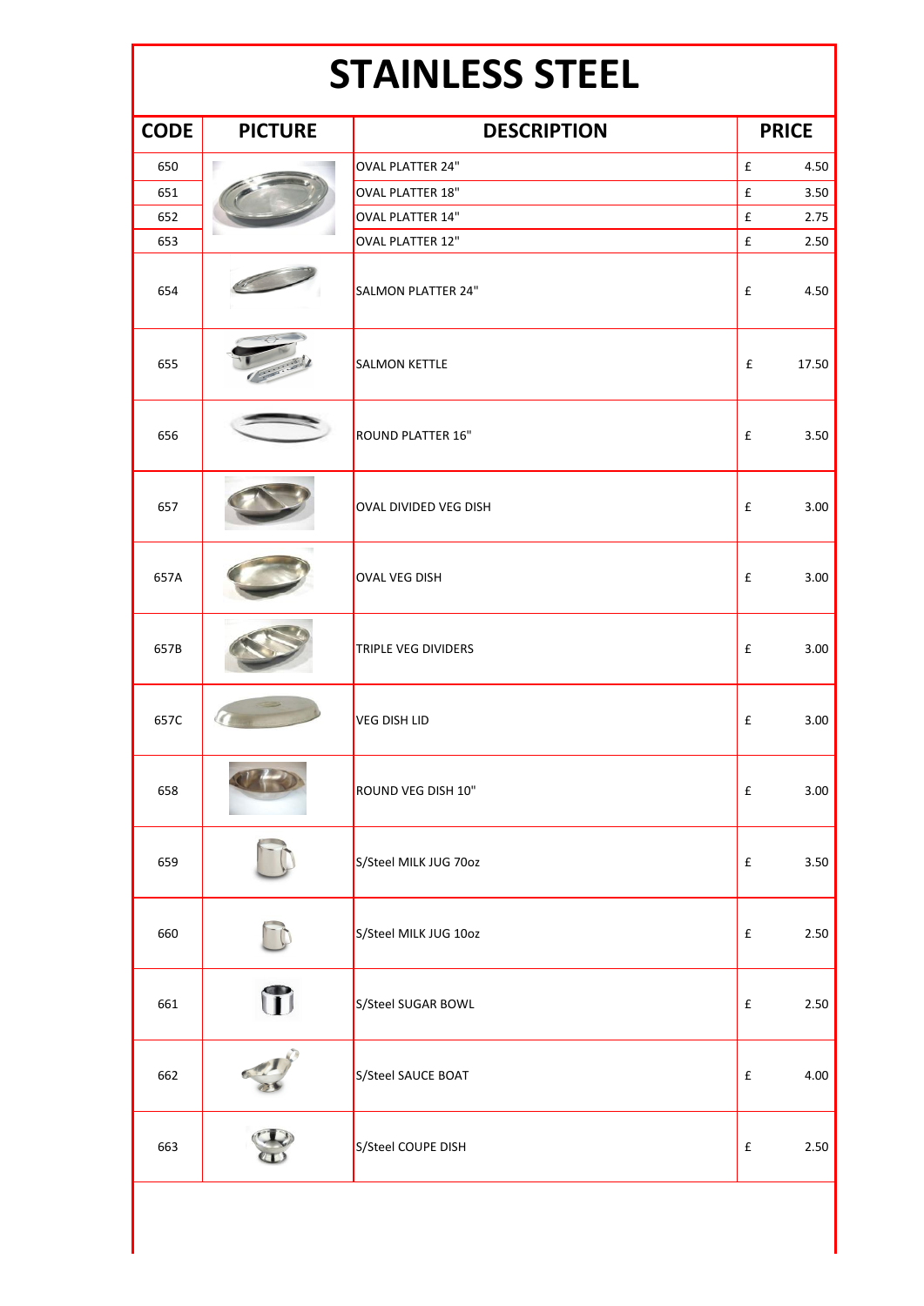# STAINLESS STEEL

| CODE | PICTURE | DESCRIPTION | PRICE | |
|---|---|---|---|---|
| 650 | | OVAL PLATTER 24" | £ | 4.50 |
| 651 | | OVAL PLATTER 18" | £ | 3.50 |
| 652 | | OVAL PLATTER 14" | £ | 2.75 |
| 653 | | OVAL PLATTER 12" | £ | 2.50 |
| 654 | | SALMON PLATTER 24" | £ | 4.50 |
| 655 | | SALMON KETTLE | £ | 17.50 |
| 656 | | ROUND PLATTER 16" | £ | 3.50 |
| 657 | | OVAL DIVIDED VEG DISH | £ | 3.00 |
| 657A | | OVAL VEG DISH | £ | 3.00 |
| 657B | | TRIPLE VEG DIVIDERS | £ | 3.00 |
| 657C | | VEG DISH LID | £ | 3.00 |
| 658 | | ROUND VEG DISH 10" | £ | 3.00 |
| 659 | | S/Steel MILK JUG 70oz | £ | 3.50 |
| 660 | | S/Steel MILK JUG 10oz | £ | 2.50 |
| 661 | | S/Steel SUGAR BOWL | £ | 2.50 |
| 662 | | S/Steel SAUCE BOAT | £ | 4.00 |
| 663 | | S/Steel COUPE DISH | £ | 2.50 |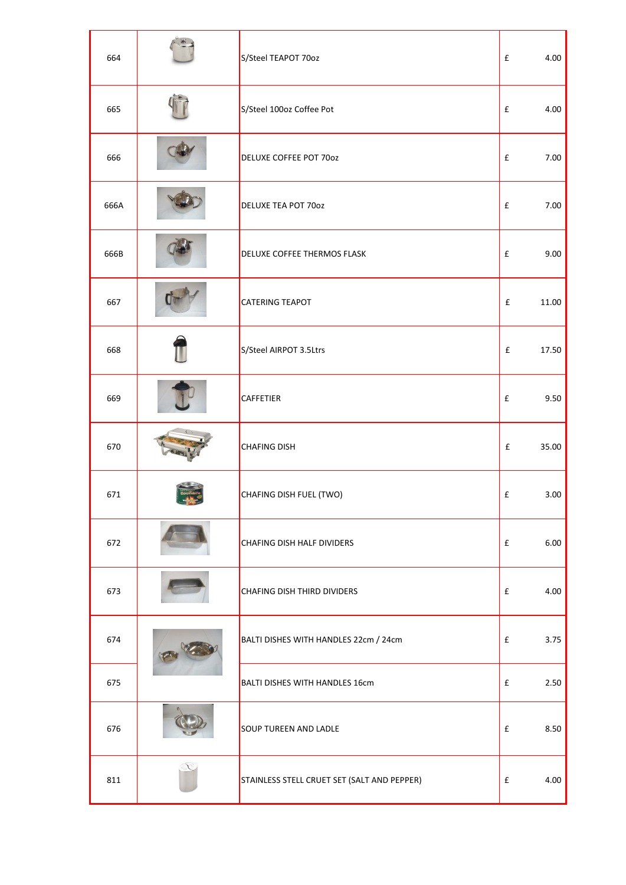| | | | | |
|---|---|---|---|---|
| 664 | | S/Steel TEAPOT 70oz | £ | 4.00 |
| 665 | | S/Steel 100oz Coffee Pot | £ | 4.00 |
| 666 | | DELUXE COFFEE POT 70oz | £ | 7.00 |
| 666A | | DELUXE TEA POT 70oz | £ | 7.00 |
| 666B | | DELUXE COFFEE THERMOS FLASK | £ | 9.00 |
| 667 | | CATERING TEAPOT | £ | 11.00 |
| 668 | | S/Steel AIRPOT 3.5Ltrs | £ | 17.50 |
| 669 | | CAFFETIER | £ | 9.50 |
| 670 | | CHAFING DISH | £ | 35.00 |
| 671 | | CHAFING DISH FUEL (TWO) | £ | 3.00 |
| 672 | | CHAFING DISH HALF DIVIDERS | £ | 6.00 |
| 673 | | CHAFING DISH THIRD DIVIDERS | £ | 4.00 |
| 674 | | BALTI DISHES WITH HANDLES 22cm / 24cm | £ | 3.75 |
| 675 | | BALTI DISHES WITH HANDLES 16cm | £ | 2.50 |
| 676 | | SOUP TUREEN AND LADLE | £ | 8.50 |
| 811 | | STAINLESS STELL CRUET SET (SALT AND PEPPER) | £ | 4.00 |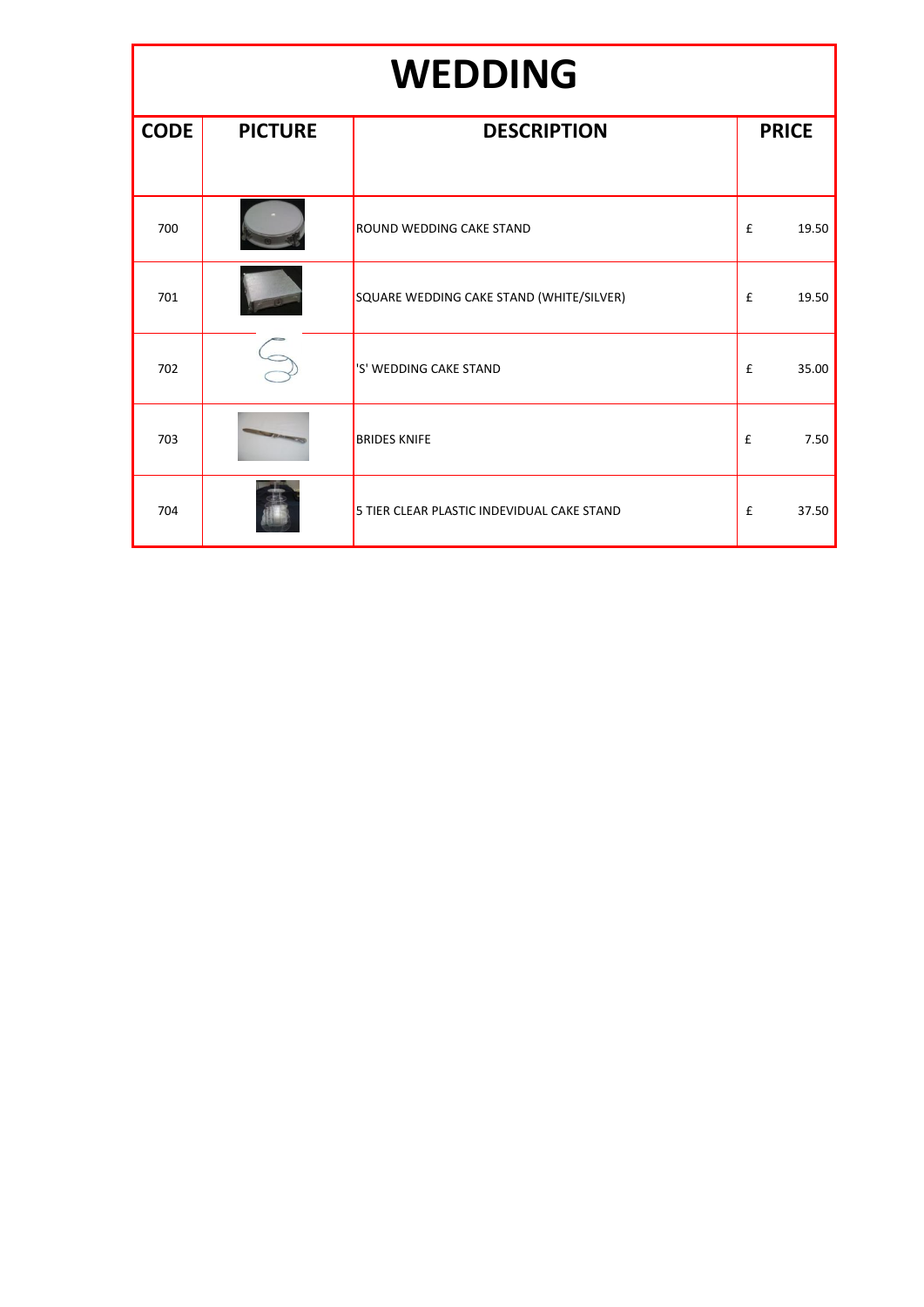# WEDDING

| CODE | PICTURE | DESCRIPTION | PRICE |
|---|---|---|---|
| 700 | | ROUND WEDDING CAKE STAND | £ 19.50 |
| 701 | | SQUARE WEDDING CAKE STAND (WHITE/SILVER) | £ 19.50 |
| 702 | | 'S' WEDDING CAKE STAND | £ 35.00 |
| 703 | | BRIDES KNIFE | £ 7.50 |
| 704 | | 5 TIER CLEAR PLASTIC INDEVIDUAL CAKE STAND | £ 37.50 |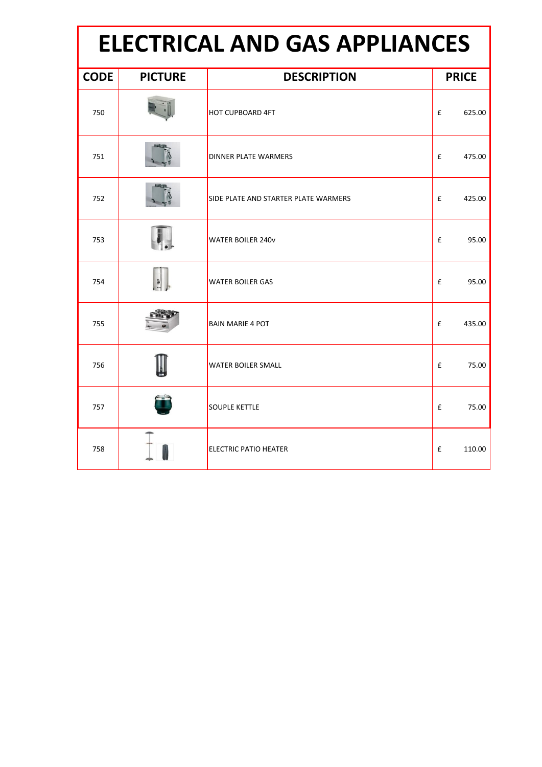# ELECTRICAL AND GAS APPLIANCES

| CODE | PICTURE | DESCRIPTION | PRICE |
|---|---|---|---|
| 750 | | HOT CUPBOARD 4FT | £ 625.00 |
| 751 | | DINNER PLATE WARMERS | £ 475.00 |
| 752 | | SIDE PLATE AND STARTER PLATE WARMERS | £ 425.00 |
| 753 | | WATER BOILER 240v | £ 95.00 |
| 754 | | WATER BOILER GAS | £ 95.00 |
| 755 | | BAIN MARIE 4 POT | £ 435.00 |
| 756 | | WATER BOILER SMALL | £ 75.00 |
| 757 | | SOUPLE KETTLE | £ 75.00 |
| 758 | | ELECTRIC PATIO HEATER | £ 110.00 |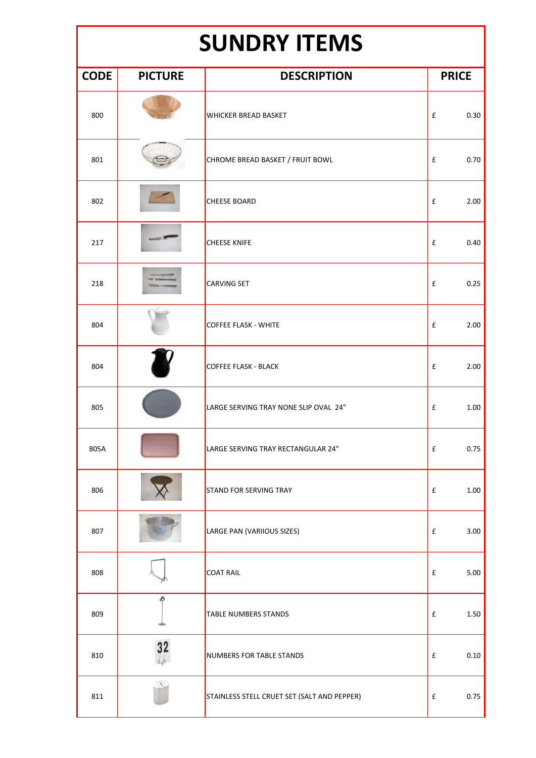# SUNDRY ITEMS

| CODE | PICTURE | DESCRIPTION | PRICE |
|---|---|---|---|
| 800 | | WHICKER BREAD BASKET | £ 0.30 |
| 801 | | CHROME BREAD BASKET / FRUIT BOWL | £ 0.70 |
| 802 | | CHEESE BOARD | £ 2.00 |
| 217 | | CHEESE KNIFE | £ 0.40 |
| 218 | | CARVING SET | £ 0.25 |
| 804 | | COFFEE FLASK - WHITE | £ 2.00 |
| 804 | | COFFEE FLASK - BLACK | £ 2.00 |
| 805 | | LARGE SERVING TRAY NONE SLIP OVAL 24" | £ 1.00 |
| 805A | | LARGE SERVING TRAY RECTANGULAR 24" | £ 0.75 |
| 806 | | STAND FOR SERVING TRAY | £ 1.00 |
| 807 | | LARGE PAN (VARIIOUS SIZES) | £ 3.00 |
| 808 | | COAT RAIL | £ 5.00 |
| 809 | | TABLE NUMBERS STANDS | £ 1.50 |
| 810 | | NUMBERS FOR TABLE STANDS | £ 0.10 |
| 811 | | STAINLESS STELL CRUET SET (SALT AND PEPPER) | £ 0.75 |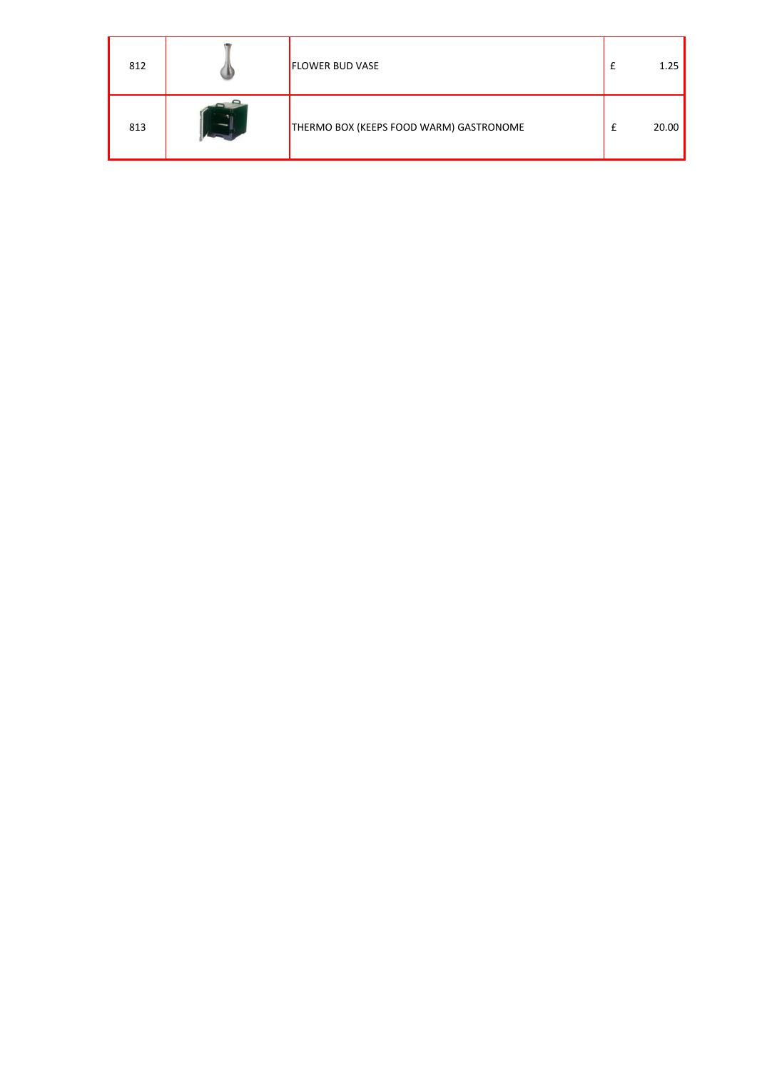| | | | | |
|---|---|---|---|---|
| 812 | | FLOWER BUD VASE | £ | 1.25 |
| 813 | | THERMO BOX (KEEPS FOOD WARM) GASTRONOME | £ | 20.00 |